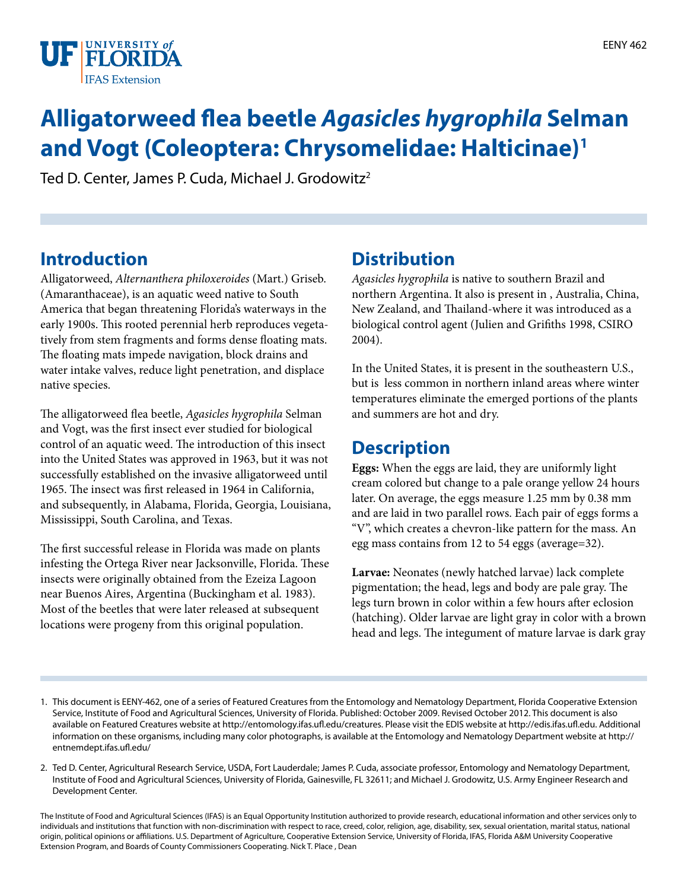# Alligatorweed flea beetle *Agasicles hygrophila* Selman and Vogt (Coleoptera: Chrysomelidae: Halticinae)[1]

Ted D. Center, James P. Cuda, Michael J. Grodowitz[2]

## Introduction

Alligatorweed, *Alternanthera philoxeroides* (Mart.) Griseb. (Amaranthaceae), is an aquatic weed native to South America that began threatening Florida's waterways in the early 1900s. This rooted perennial herb reproduces vegetatively from stem fragments and forms dense floating mats. The floating mats impede navigation, block drains and water intake valves, reduce light penetration, and displace native species.

The alligatorweed flea beetle, *Agasicles hygrophila* Selman and Vogt, was the first insect ever studied for biological control of an aquatic weed. The introduction of this insect into the United States was approved in 1963, but it was not successfully established on the invasive alligatorweed until 1965. The insect was first released in 1964 in California, and subsequently, in Alabama, Florida, Georgia, Louisiana, Mississippi, South Carolina, and Texas.

The first successful release in Florida was made on plants infesting the Ortega River near Jacksonville, Florida. These insects were originally obtained from the Ezeiza Lagoon near Buenos Aires, Argentina (Buckingham et al. 1983). Most of the beetles that were later released at subsequent locations were progeny from this original population.

## Distribution

*Agasicles hygrophila* is native to southern Brazil and northern Argentina. It also is present in , Australia, China, New Zealand, and Thailand-where it was introduced as a biological control agent (Julien and Grifiths 1998, CSIRO 2004).

In the United States, it is present in the southeastern U.S., but is less common in northern inland areas where winter temperatures eliminate the emerged portions of the plants and summers are hot and dry.

## Description

**Eggs:** When the eggs are laid, they are uniformly light cream colored but change to a pale orange yellow 24 hours later. On average, the eggs measure 1.25 mm by 0.38 mm and are laid in two parallel rows. Each pair of eggs forms a "V", which creates a chevron-like pattern for the mass. An egg mass contains from 12 to 54 eggs (average=32).

**Larvae:** Neonates (newly hatched larvae) lack complete pigmentation; the head, legs and body are pale gray. The legs turn brown in color within a few hours after eclosion (hatching). Older larvae are light gray in color with a brown head and legs. The integument of mature larvae is dark gray

---

1. This document is EENY-462, one of a series of Featured Creatures from the Entomology and Nematology Department, Florida Cooperative Extension Service, Institute of Food and Agricultural Sciences, University of Florida. Published: October 2009. Revised October 2012. This document is also available on Featured Creatures website at http://entomology.ifas.ufl.edu/creatures. Please visit the EDIS website at http://edis.ifas.ufl.edu. Additional information on these organisms, including many color photographs, is available at the Entomology and Nematology Department website at http://entnemdept.ifas.ufl.edu/

2. Ted D. Center, Agricultural Research Service, USDA, Fort Lauderdale; James P. Cuda, associate professor, Entomology and Nematology Department, Institute of Food and Agricultural Sciences, University of Florida, Gainesville, FL 32611; and Michael J. Grodowitz, U.S. Army Engineer Research and Development Center.

The Institute of Food and Agricultural Sciences (IFAS) is an Equal Opportunity Institution authorized to provide research, educational information and other services only to individuals and institutions that function with non-discrimination with respect to race, creed, color, religion, age, disability, sex, sexual orientation, marital status, national origin, political opinions or affiliations. U.S. Department of Agriculture, Cooperative Extension Service, University of Florida, IFAS, Florida A&M University Cooperative Extension Program, and Boards of County Commissioners Cooperating. Nick T. Place , Dean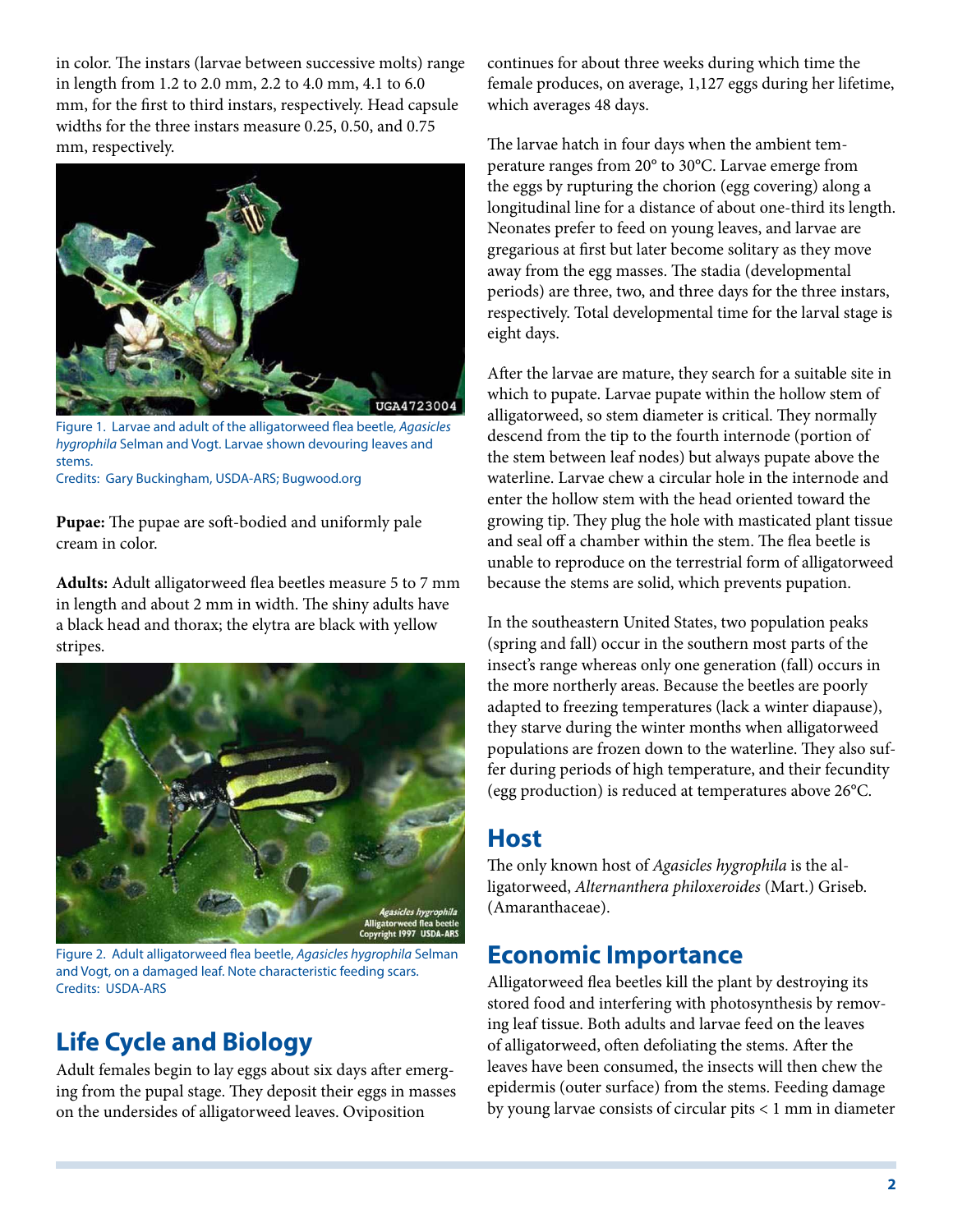in color. The instars (larvae between successive molts) range in length from 1.2 to 2.0 mm, 2.2 to 4.0 mm, 4.1 to 6.0 mm, for the first to third instars, respectively. Head capsule widths for the three instars measure 0.25, 0.50, and 0.75 mm, respectively.

Figure 1. Larvae and adult of the alligatorweed flea beetle, *Agasicles hygrophila* Selman and Vogt. Larvae shown devouring leaves and stems.
Credits: Gary Buckingham, USDA-ARS; Bugwood.org

**Pupae:** The pupae are soft-bodied and uniformly pale cream in color.

**Adults:** Adult alligatorweed flea beetles measure 5 to 7 mm in length and about 2 mm in width. The shiny adults have a black head and thorax; the elytra are black with yellow stripes.

Figure 2. Adult alligatorweed flea beetle, *Agasicles hygrophila* Selman and Vogt, on a damaged leaf. Note characteristic feeding scars.
Credits: USDA-ARS

## Life Cycle and Biology

Adult females begin to lay eggs about six days after emerging from the pupal stage. They deposit their eggs in masses on the undersides of alligatorweed leaves. Oviposition continues for about three weeks during which time the female produces, on average, 1,127 eggs during her lifetime, which averages 48 days.

The larvae hatch in four days when the ambient temperature ranges from 20° to 30°C. Larvae emerge from the eggs by rupturing the chorion (egg covering) along a longitudinal line for a distance of about one-third its length. Neonates prefer to feed on young leaves, and larvae are gregarious at first but later become solitary as they move away from the egg masses. The stadia (developmental periods) are three, two, and three days for the three instars, respectively. Total developmental time for the larval stage is eight days.

After the larvae are mature, they search for a suitable site in which to pupate. Larvae pupate within the hollow stem of alligatorweed, so stem diameter is critical. They normally descend from the tip to the fourth internode (portion of the stem between leaf nodes) but always pupate above the waterline. Larvae chew a circular hole in the internode and enter the hollow stem with the head oriented toward the growing tip. They plug the hole with masticated plant tissue and seal off a chamber within the stem. The flea beetle is unable to reproduce on the terrestrial form of alligatorweed because the stems are solid, which prevents pupation.

In the southeastern United States, two population peaks (spring and fall) occur in the southern most parts of the insect's range whereas only one generation (fall) occurs in the more northerly areas. Because the beetles are poorly adapted to freezing temperatures (lack a winter diapause), they starve during the winter months when alligatorweed populations are frozen down to the waterline. They also suffer during periods of high temperature, and their fecundity (egg production) is reduced at temperatures above 26°C.

## Host

The only known host of *Agasicles hygrophila* is the alligatorweed, *Alternanthera philoxeroides* (Mart.) Griseb. (Amaranthaceae).

## Economic Importance

Alligatorweed flea beetles kill the plant by destroying its stored food and interfering with photosynthesis by removing leaf tissue. Both adults and larvae feed on the leaves of alligatorweed, often defoliating the stems. After the leaves have been consumed, the insects will then chew the epidermis (outer surface) from the stems. Feeding damage by young larvae consists of circular pits < 1 mm in diameter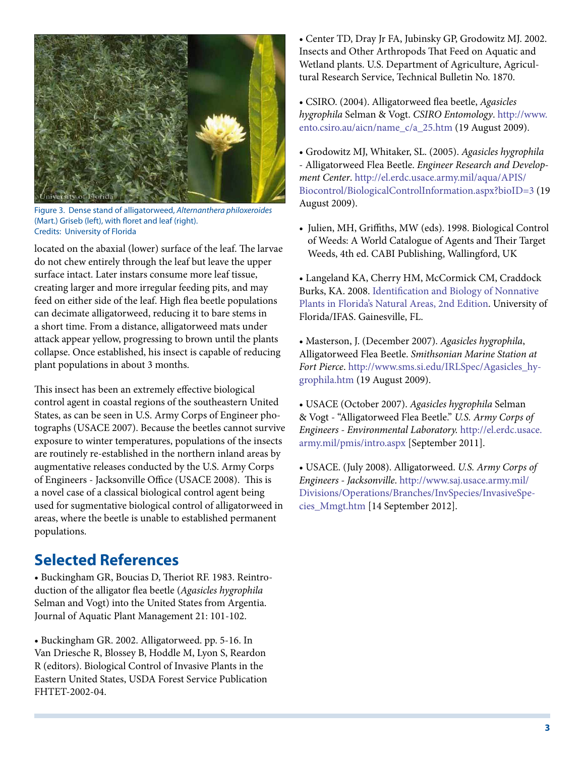Figure 3. Dense stand of alligatorweed, *Alternanthera philoxeroides* (Mart.) Griseb (left), with floret and leaf (right).
Credits: University of Florida

located on the abaxial (lower) surface of the leaf. The larvae do not chew entirely through the leaf but leave the upper surface intact. Later instars consume more leaf tissue, creating larger and more irregular feeding pits, and may feed on either side of the leaf. High flea beetle populations can decimate alligatorweed, reducing it to bare stems in a short time. From a distance, alligatorweed mats under attack appear yellow, progressing to brown until the plants collapse. Once established, his insect is capable of reducing plant populations in about 3 months.

This insect has been an extremely effective biological control agent in coastal regions of the southeastern United States, as can be seen in U.S. Army Corps of Engineer photographs (USACE 2007). Because the beetles cannot survive exposure to winter temperatures, populations of the insects are routinely re-established in the northern inland areas by augmentative releases conducted by the U.S. Army Corps of Engineers - Jacksonville Office (USACE 2008). This is a novel case of a classical biological control agent being used for sugmentative biological control of alligatorweed in areas, where the beetle is unable to established permanent populations.

## Selected References

- Buckingham GR, Boucias D, Theriot RF. 1983. Reintroduction of the alligator flea beetle (*Agasicles hygrophila* Selman and Vogt) into the United States from Argentia. Journal of Aquatic Plant Management 21: 101-102.

- Buckingham GR. 2002. Alligatorweed. pp. 5-16. In Van Driesche R, Blossey B, Hoddle M, Lyon S, Reardon R (editors). Biological Control of Invasive Plants in the Eastern United States, USDA Forest Service Publication FHTET-2002-04.

- Center TD, Dray Jr FA, Jubinsky GP, Grodowitz MJ. 2002. Insects and Other Arthropods That Feed on Aquatic and Wetland plants. U.S. Department of Agriculture, Agricultural Research Service, Technical Bulletin No. 1870.

- CSIRO. (2004). Alligatorweed flea beetle, *Agasicles hygrophila* Selman & Vogt. *CSIRO Entomology*. http://www.ento.csiro.au/aicn/name_c/a_25.htm (19 August 2009).

- Grodowitz MJ, Whitaker, SL. (2005). *Agasicles hygrophila* - Alligatorweed Flea Beetle. *Engineer Research and Development Center*. http://el.erdc.usace.army.mil/aqua/APIS/Biocontrol/BiologicalControlInformation.aspx?bioID=3 (19 August 2009).

- Julien, MH, Griffiths, MW (eds). 1998. Biological Control of Weeds: A World Catalogue of Agents and Their Target Weeds, 4th ed. CABI Publishing, Wallingford, UK

- Langeland KA, Cherry HM, McCormick CM, Craddock Burks, KA. 2008. Identification and Biology of Nonnative Plants in Florida's Natural Areas, 2nd Edition. University of Florida/IFAS. Gainesville, FL.

- Masterson, J. (December 2007). *Agasicles hygrophila*, Alligatorweed Flea Beetle. *Smithsonian Marine Station at Fort Pierce*. http://www.sms.si.edu/IRLSpec/Agasicles_hygrophila.htm (19 August 2009).

- USACE (October 2007). *Agasicles hygrophila* Selman & Vogt - "Alligatorweed Flea Beetle." *U.S. Army Corps of Engineers - Environmental Laboratory.* http://el.erdc.usace.army.mil/pmis/intro.aspx [September 2011].

- USACE. (July 2008). Alligatorweed. *U.S. Army Corps of Engineers - Jacksonville*. http://www.saj.usace.army.mil/Divisions/Operations/Branches/InvSpecies/InvasiveSpecies_Mmgt.htm [14 September 2012].